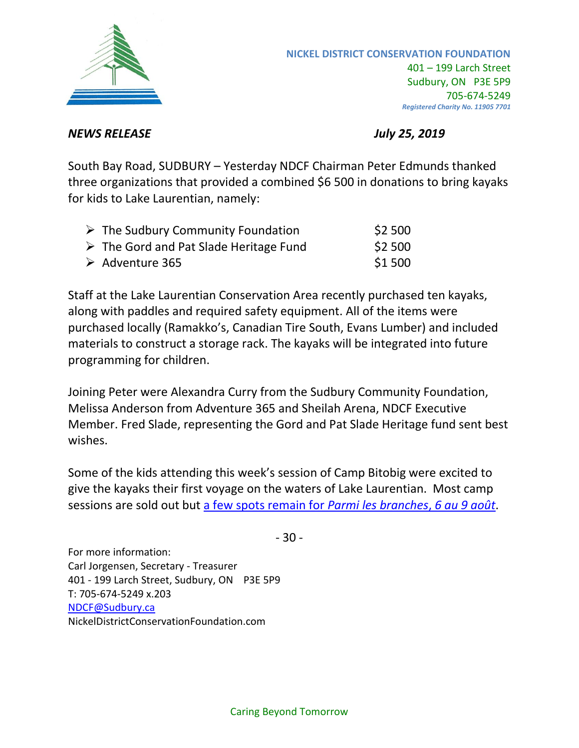**NICKEL DISTRICT CONSERVATION FOUNDATION**
401 – 199 Larch Street
Sudbury, ON P3E 5P9
705-674-5249
*Registered Charity No. 11905 7701*

***NEWS RELEASE*** ***July 25, 2019***

South Bay Road, SUDBURY – Yesterday NDCF Chairman Peter Edmunds thanked three organizations that provided a combined $6 500 in donations to bring kayaks for kids to Lake Laurentian, namely:

| | |
|---|---|
| ➢ The Sudbury Community Foundation | $2 500 |
| ➢ The Gord and Pat Slade Heritage Fund | $2 500 |
| ➢ Adventure 365 | $1 500 |

Staff at the Lake Laurentian Conservation Area recently purchased ten kayaks, along with paddles and required safety equipment. All of the items were purchased locally (Ramakko's, Canadian Tire South, Evans Lumber) and included materials to construct a storage rack. The kayaks will be integrated into future programming for children.

Joining Peter were Alexandra Curry from the Sudbury Community Foundation, Melissa Anderson from Adventure 365 and Sheilah Arena, NDCF Executive Member. Fred Slade, representing the Gord and Pat Slade Heritage fund sent best wishes.

Some of the kids attending this week's session of Camp Bitobig were excited to give the kayaks their first voyage on the waters of Lake Laurentian. Most camp sessions are sold out but a few spots remain for *Parmi les branches, 6 au 9 août*.

\- 30 -

For more information:
Carl Jorgensen, Secretary - Treasurer
401 - 199 Larch Street, Sudbury, ON P3E 5P9
T: 705-674-5249 x.203
NDCF@Sudbury.ca
NickelDistrictConservationFoundation.com

Caring Beyond Tomorrow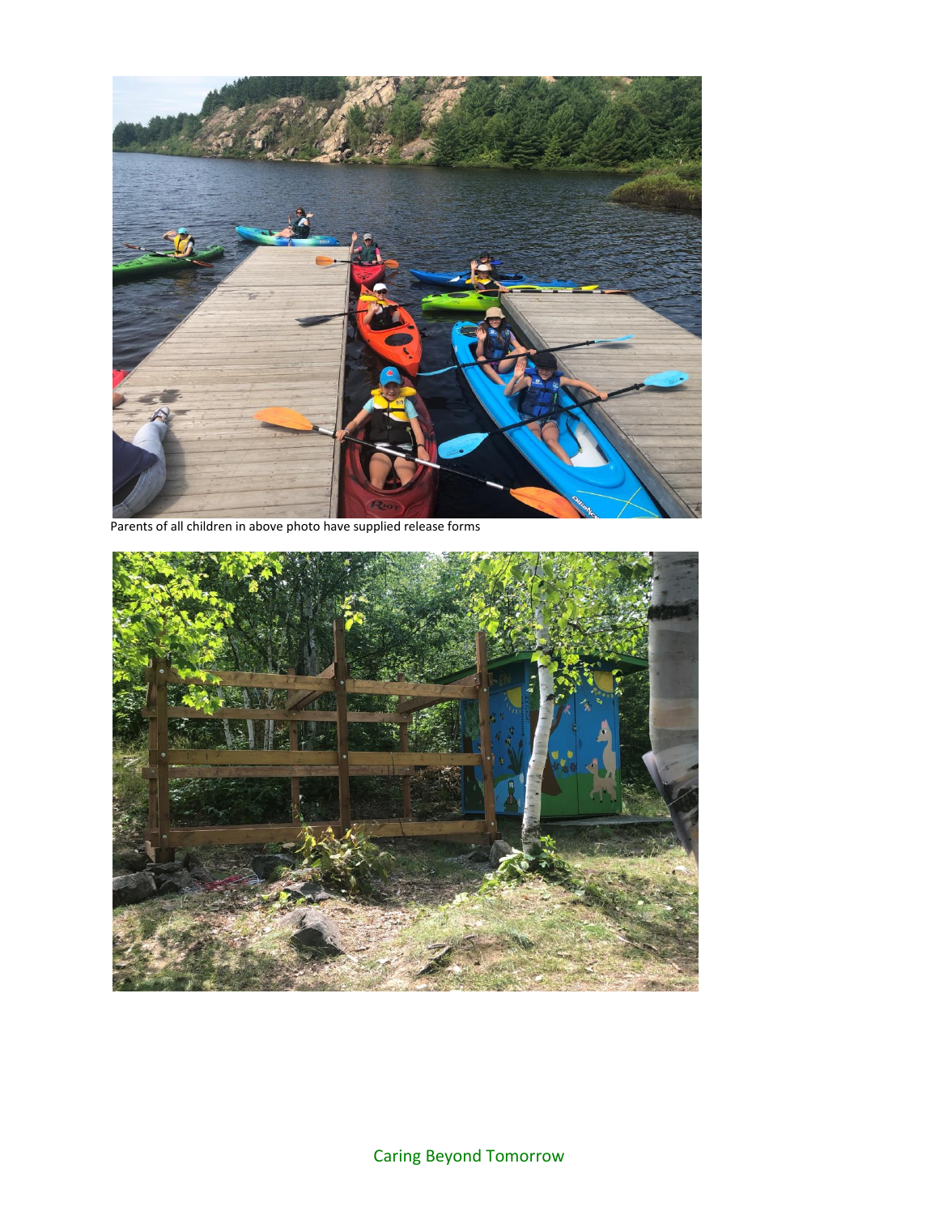Parents of all children in above photo have supplied release forms